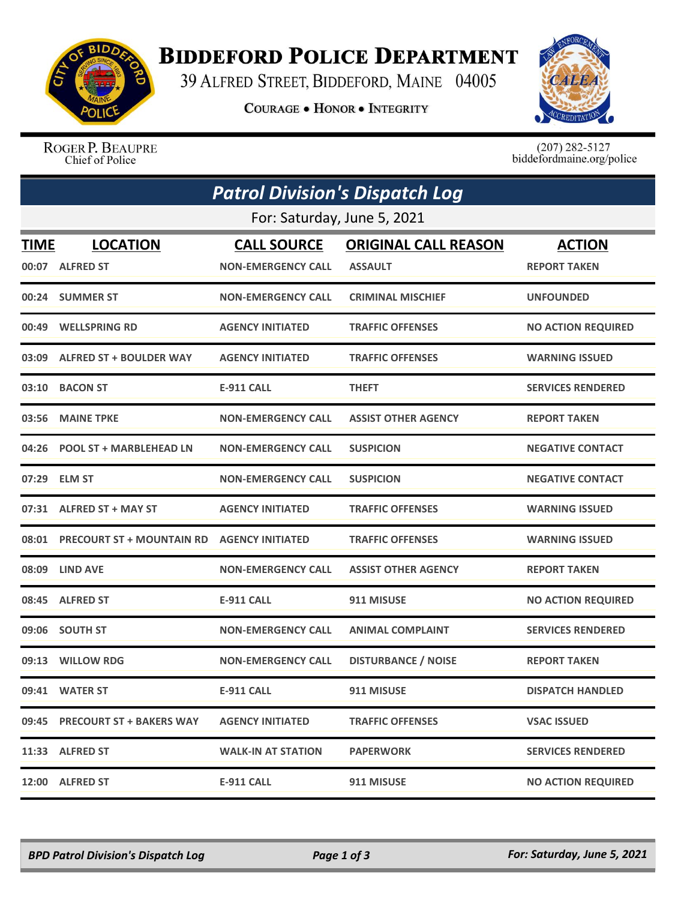# Biddeford Police Department

39 Alfred Street, Biddeford, Maine 04005

**Courage • Honor • Integrity**

Roger P. Beaupre
Chief of Police

(207) 282-5127
biddefordmaine.org/police

## *Patrol Division's Dispatch Log*

For: Saturday, June 5, 2021

| TIME | LOCATION | CALL SOURCE | ORIGINAL CALL REASON | ACTION |
|---|---|---|---|---|
| 00:07 | ALFRED ST | NON-EMERGENCY CALL | ASSAULT | REPORT TAKEN |
| 00:24 | SUMMER ST | NON-EMERGENCY CALL | CRIMINAL MISCHIEF | UNFOUNDED |
| 00:49 | WELLSPRING RD | AGENCY INITIATED | TRAFFIC OFFENSES | NO ACTION REQUIRED |
| 03:09 | ALFRED ST + BOULDER WAY | AGENCY INITIATED | TRAFFIC OFFENSES | WARNING ISSUED |
| 03:10 | BACON ST | E-911 CALL | THEFT | SERVICES RENDERED |
| 03:56 | MAINE TPKE | NON-EMERGENCY CALL | ASSIST OTHER AGENCY | REPORT TAKEN |
| 04:26 | POOL ST + MARBLEHEAD LN | NON-EMERGENCY CALL | SUSPICION | NEGATIVE CONTACT |
| 07:29 | ELM ST | NON-EMERGENCY CALL | SUSPICION | NEGATIVE CONTACT |
| 07:31 | ALFRED ST + MAY ST | AGENCY INITIATED | TRAFFIC OFFENSES | WARNING ISSUED |
| 08:01 | PRECOURT ST + MOUNTAIN RD | AGENCY INITIATED | TRAFFIC OFFENSES | WARNING ISSUED |
| 08:09 | LIND AVE | NON-EMERGENCY CALL | ASSIST OTHER AGENCY | REPORT TAKEN |
| 08:45 | ALFRED ST | E-911 CALL | 911 MISUSE | NO ACTION REQUIRED |
| 09:06 | SOUTH ST | NON-EMERGENCY CALL | ANIMAL COMPLAINT | SERVICES RENDERED |
| 09:13 | WILLOW RDG | NON-EMERGENCY CALL | DISTURBANCE / NOISE | REPORT TAKEN |
| 09:41 | WATER ST | E-911 CALL | 911 MISUSE | DISPATCH HANDLED |
| 09:45 | PRECOURT ST + BAKERS WAY | AGENCY INITIATED | TRAFFIC OFFENSES | VSAC ISSUED |
| 11:33 | ALFRED ST | WALK-IN AT STATION | PAPERWORK | SERVICES RENDERED |
| 12:00 | ALFRED ST | E-911 CALL | 911 MISUSE | NO ACTION REQUIRED |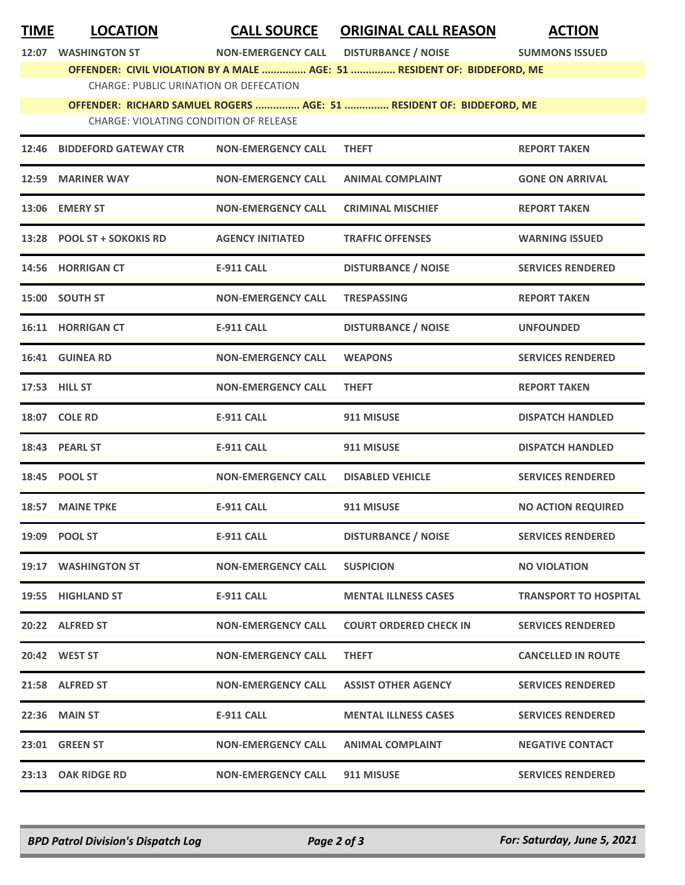| TIME | LOCATION | CALL SOURCE | ORIGINAL CALL REASON | ACTION |
|---|---|---|---|---|
| 12:07 | WASHINGTON ST | NON-EMERGENCY CALL | DISTURBANCE / NOISE | SUMMONS ISSUED |
| | OFFENDER: CIVIL VIOLATION BY A MALE ............... AGE: 51 ............... RESIDENT OF: BIDDEFORD, ME | | | |
| | CHARGE: PUBLIC URINATION OR DEFECATION | | | |
| | OFFENDER: RICHARD SAMUEL ROGERS ............... AGE: 51 ............... RESIDENT OF: BIDDEFORD, ME | | | |
| | CHARGE: VIOLATING CONDITION OF RELEASE | | | |
| 12:46 | BIDDEFORD GATEWAY CTR | NON-EMERGENCY CALL | THEFT | REPORT TAKEN |
| 12:59 | MARINER WAY | NON-EMERGENCY CALL | ANIMAL COMPLAINT | GONE ON ARRIVAL |
| 13:06 | EMERY ST | NON-EMERGENCY CALL | CRIMINAL MISCHIEF | REPORT TAKEN |
| 13:28 | POOL ST + SOKOKIS RD | AGENCY INITIATED | TRAFFIC OFFENSES | WARNING ISSUED |
| 14:56 | HORRIGAN CT | E-911 CALL | DISTURBANCE / NOISE | SERVICES RENDERED |
| 15:00 | SOUTH ST | NON-EMERGENCY CALL | TRESPASSING | REPORT TAKEN |
| 16:11 | HORRIGAN CT | E-911 CALL | DISTURBANCE / NOISE | UNFOUNDED |
| 16:41 | GUINEA RD | NON-EMERGENCY CALL | WEAPONS | SERVICES RENDERED |
| 17:53 | HILL ST | NON-EMERGENCY CALL | THEFT | REPORT TAKEN |
| 18:07 | COLE RD | E-911 CALL | 911 MISUSE | DISPATCH HANDLED |
| 18:43 | PEARL ST | E-911 CALL | 911 MISUSE | DISPATCH HANDLED |
| 18:45 | POOL ST | NON-EMERGENCY CALL | DISABLED VEHICLE | SERVICES RENDERED |
| 18:57 | MAINE TPKE | E-911 CALL | 911 MISUSE | NO ACTION REQUIRED |
| 19:09 | POOL ST | E-911 CALL | DISTURBANCE / NOISE | SERVICES RENDERED |
| 19:17 | WASHINGTON ST | NON-EMERGENCY CALL | SUSPICION | NO VIOLATION |
| 19:55 | HIGHLAND ST | E-911 CALL | MENTAL ILLNESS CASES | TRANSPORT TO HOSPITAL |
| 20:22 | ALFRED ST | NON-EMERGENCY CALL | COURT ORDERED CHECK IN | SERVICES RENDERED |
| 20:42 | WEST ST | NON-EMERGENCY CALL | THEFT | CANCELLED IN ROUTE |
| 21:58 | ALFRED ST | NON-EMERGENCY CALL | ASSIST OTHER AGENCY | SERVICES RENDERED |
| 22:36 | MAIN ST | E-911 CALL | MENTAL ILLNESS CASES | SERVICES RENDERED |
| 23:01 | GREEN ST | NON-EMERGENCY CALL | ANIMAL COMPLAINT | NEGATIVE CONTACT |
| 23:13 | OAK RIDGE RD | NON-EMERGENCY CALL | 911 MISUSE | SERVICES RENDERED |

*BPD Patrol Division's Dispatch Log* — *For: Saturday, June 5, 2021*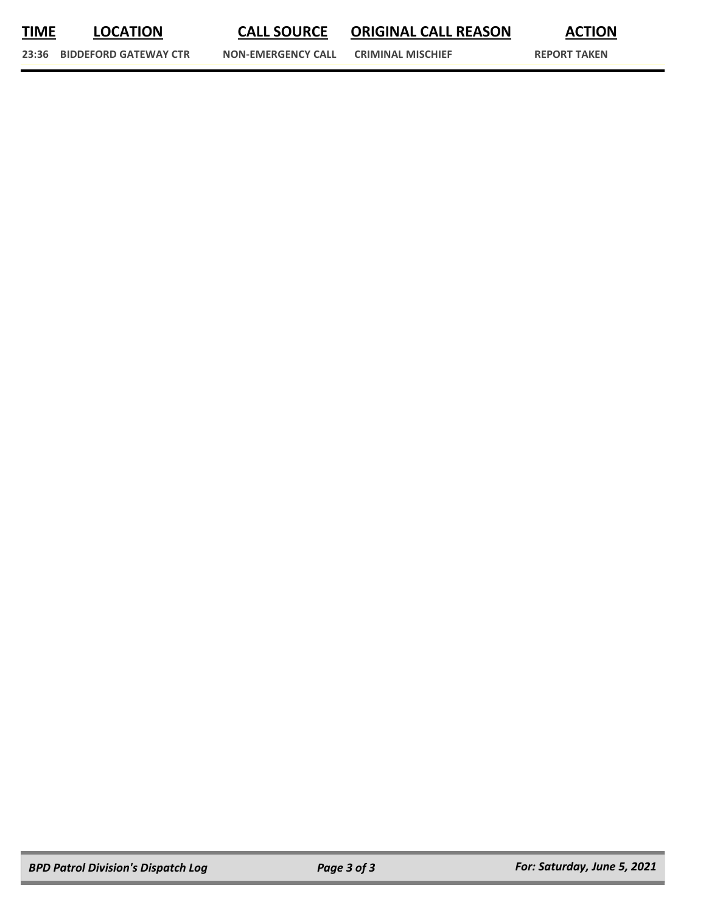| TIME | LOCATION | CALL SOURCE | ORIGINAL CALL REASON | ACTION |
| --- | --- | --- | --- | --- |
| 23:36 | BIDDEFORD GATEWAY CTR | NON-EMERGENCY CALL | CRIMINAL MISCHIEF | REPORT TAKEN |